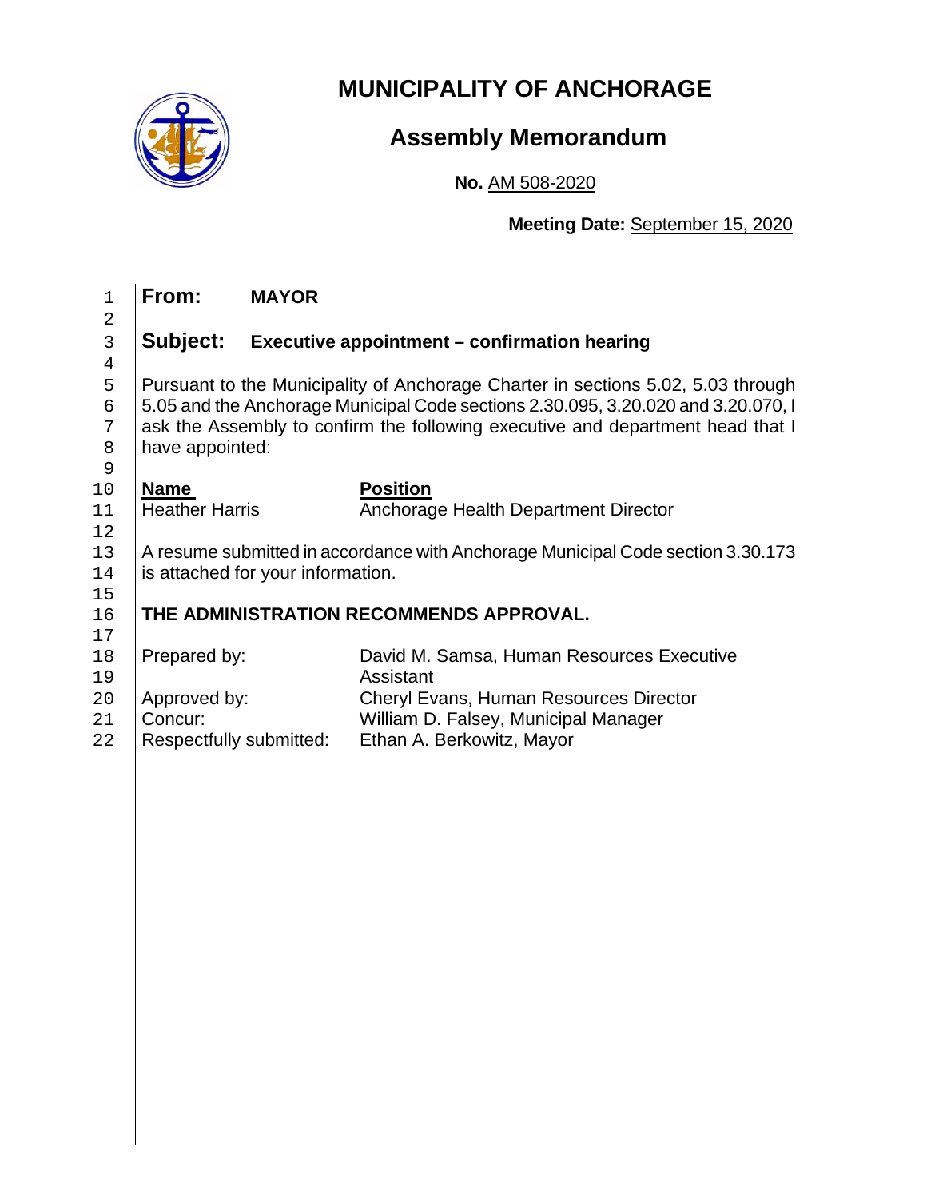# MUNICIPALITY OF ANCHORAGE

## Assembly Memorandum

**No.** AM 508-2020

**Meeting Date:** September 15, 2020

**From:** **MAYOR**

**Subject:** **Executive appointment – confirmation hearing**

Pursuant to the Municipality of Anchorage Charter in sections 5.02, 5.03 through 5.05 and the Anchorage Municipal Code sections 2.30.095, 3.20.020 and 3.20.070, I ask the Assembly to confirm the following executive and department head that I have appointed:

| **Name** | **Position** |
|---|---|
| Heather Harris | Anchorage Health Department Director |

A resume submitted in accordance with Anchorage Municipal Code section 3.30.173 is attached for your information.

**THE ADMINISTRATION RECOMMENDS APPROVAL.**

| | |
|---|---|
| Prepared by: | David M. Samsa, Human Resources Executive Assistant |
| Approved by: | Cheryl Evans, Human Resources Director |
| Concur: | William D. Falsey, Municipal Manager |
| Respectfully submitted: | Ethan A. Berkowitz, Mayor |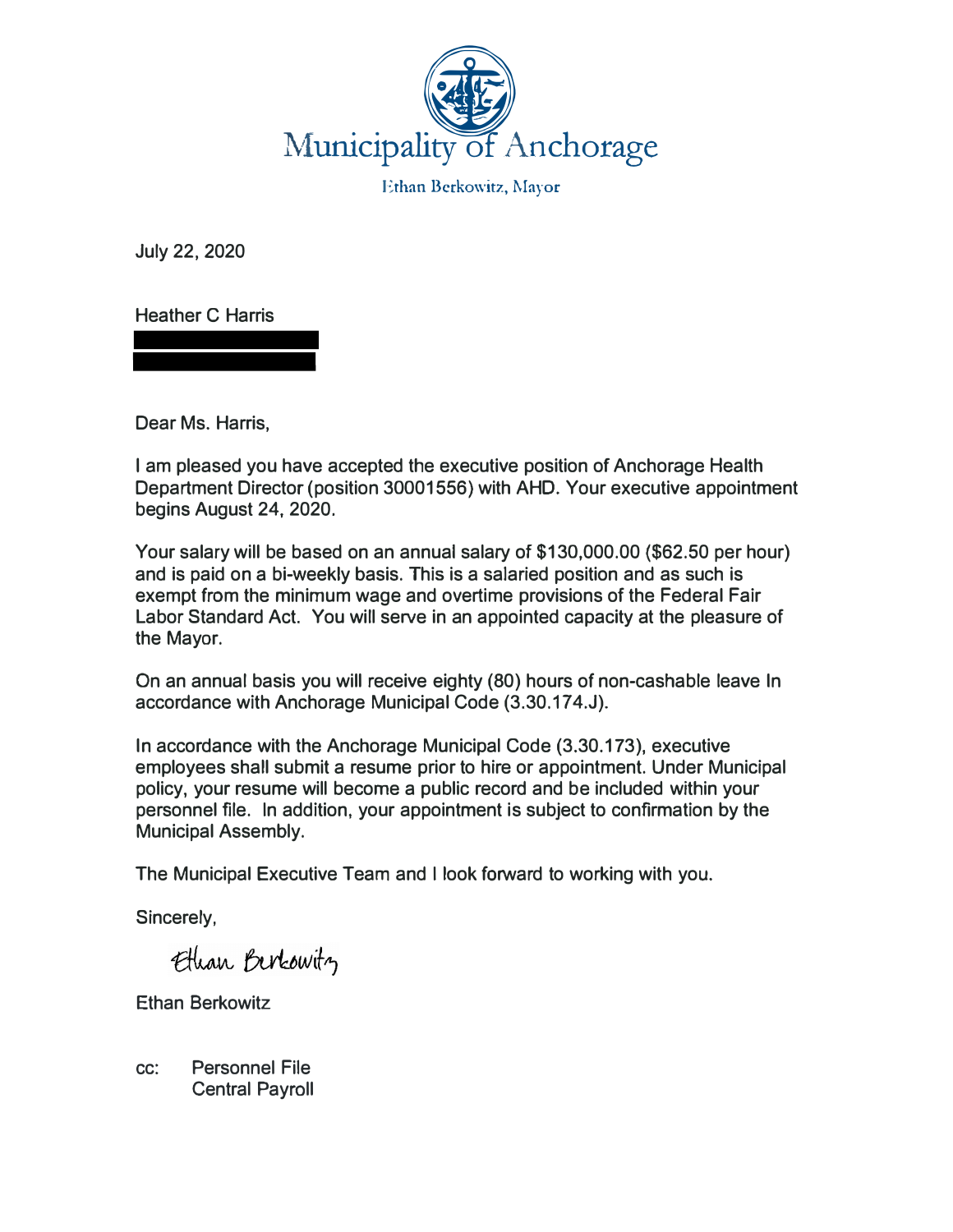# Municipality of Anchorage

Ethan Berkowitz, Mayor

July 22, 2020

Heather C Harris

Dear Ms. Harris,

I am pleased you have accepted the executive position of Anchorage Health Department Director (position 30001556) with AHD. Your executive appointment begins August 24, 2020.

Your salary will be based on an annual salary of $130,000.00 ($62.50 per hour) and is paid on a bi-weekly basis. This is a salaried position and as such is exempt from the minimum wage and overtime provisions of the Federal Fair Labor Standard Act. You will serve in an appointed capacity at the pleasure of the Mayor.

On an annual basis you will receive eighty (80) hours of non-cashable leave In accordance with Anchorage Municipal Code (3.30.174.J).

In accordance with the Anchorage Municipal Code (3.30.173), executive employees shall submit a resume prior to hire or appointment. Under Municipal policy, your resume will become a public record and be included within your personnel file. In addition, your appointment is subject to confirmation by the Municipal Assembly.

The Municipal Executive Team and I look forward to working with you.

Sincerely,

Ethan Berkowitz

Ethan Berkowitz

cc: Personnel File
Central Payroll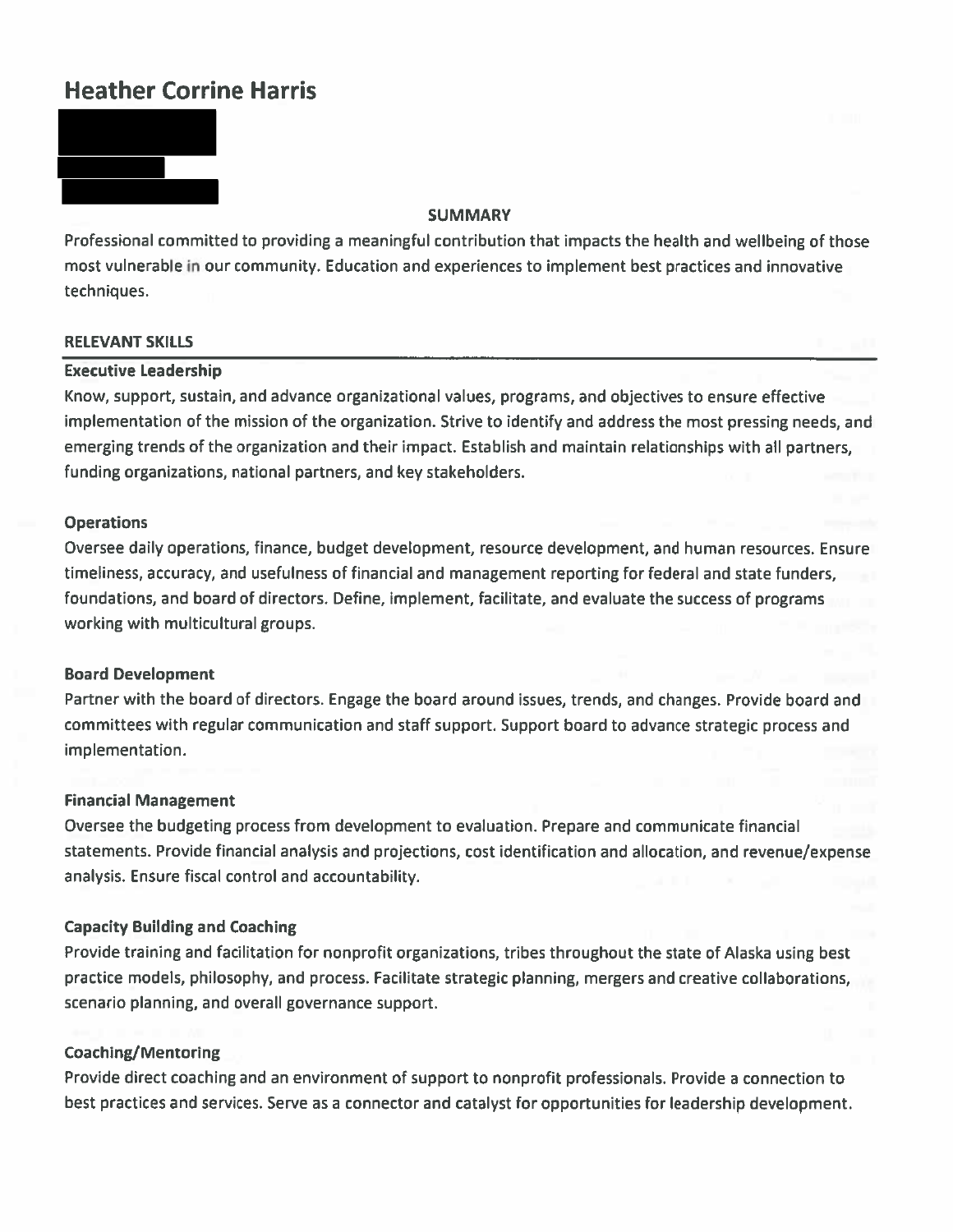# Heather Corrine Harris

## SUMMARY

Professional committed to providing a meaningful contribution that impacts the health and wellbeing of those most vulnerable in our community. Education and experiences to implement best practices and innovative techniques.

## RELEVANT SKILLS

### Executive Leadership

Know, support, sustain, and advance organizational values, programs, and objectives to ensure effective implementation of the mission of the organization. Strive to identify and address the most pressing needs, and emerging trends of the organization and their impact. Establish and maintain relationships with all partners, funding organizations, national partners, and key stakeholders.

### Operations

Oversee daily operations, finance, budget development, resource development, and human resources. Ensure timeliness, accuracy, and usefulness of financial and management reporting for federal and state funders, foundations, and board of directors. Define, implement, facilitate, and evaluate the success of programs working with multicultural groups.

### Board Development

Partner with the board of directors. Engage the board around issues, trends, and changes. Provide board and committees with regular communication and staff support. Support board to advance strategic process and implementation.

### Financial Management

Oversee the budgeting process from development to evaluation. Prepare and communicate financial statements. Provide financial analysis and projections, cost identification and allocation, and revenue/expense analysis. Ensure fiscal control and accountability.

### Capacity Building and Coaching

Provide training and facilitation for nonprofit organizations, tribes throughout the state of Alaska using best practice models, philosophy, and process. Facilitate strategic planning, mergers and creative collaborations, scenario planning, and overall governance support.

### Coaching/Mentoring

Provide direct coaching and an environment of support to nonprofit professionals. Provide a connection to best practices and services. Serve as a connector and catalyst for opportunities for leadership development.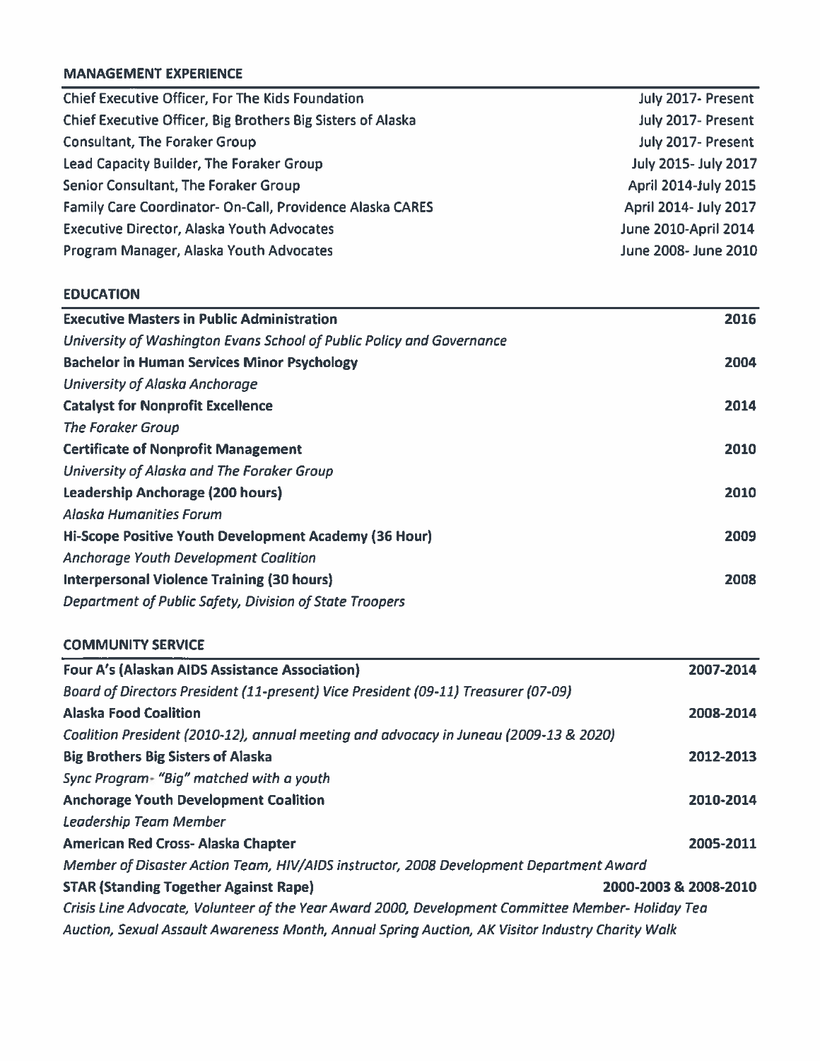## MANAGEMENT EXPERIENCE

| | |
|---|---|
| Chief Executive Officer, For The Kids Foundation | July 2017- Present |
| Chief Executive Officer, Big Brothers Big Sisters of Alaska | July 2017- Present |
| Consultant, The Foraker Group | July 2017- Present |
| Lead Capacity Builder, The Foraker Group | July 2015- July 2017 |
| Senior Consultant, The Foraker Group | April 2014-July 2015 |
| Family Care Coordinator- On-Call, Providence Alaska CARES | April 2014- July 2017 |
| Executive Director, Alaska Youth Advocates | June 2010-April 2014 |
| Program Manager, Alaska Youth Advocates | June 2008- June 2010 |

## EDUCATION

**Executive Masters in Public Administration** — **2016**
*University of Washington Evans School of Public Policy and Governance*

**Bachelor in Human Services Minor Psychology** — **2004**
*University of Alaska Anchorage*

**Catalyst for Nonprofit Excellence** — **2014**
*The Foraker Group*

**Certificate of Nonprofit Management** — **2010**
*University of Alaska and The Foraker Group*

**Leadership Anchorage (200 hours)** — **2010**
*Alaska Humanities Forum*

**Hi-Scope Positive Youth Development Academy (36 Hour)** — **2009**
*Anchorage Youth Development Coalition*

**Interpersonal Violence Training (30 hours)** — **2008**
*Department of Public Safety, Division of State Troopers*

## COMMUNITY SERVICE

**Four A's (Alaskan AIDS Assistance Association)** — **2007-2014**
*Board of Directors President (11-present) Vice President (09-11) Treasurer (07-09)*

**Alaska Food Coalition** — **2008-2014**
*Coalition President (2010-12), annual meeting and advocacy in Juneau (2009-13 & 2020)*

**Big Brothers Big Sisters of Alaska** — **2012-2013**
*Sync Program- "Big" matched with a youth*

**Anchorage Youth Development Coalition** — **2010-2014**
*Leadership Team Member*

**American Red Cross- Alaska Chapter** — **2005-2011**
*Member of Disaster Action Team, HIV/AIDS instructor, 2008 Development Department Award*

**STAR (Standing Together Against Rape)** — **2000-2003 & 2008-2010**
*Crisis Line Advocate, Volunteer of the Year Award 2000, Development Committee Member- Holiday Tea Auction, Sexual Assault Awareness Month, Annual Spring Auction, AK Visitor Industry Charity Walk*